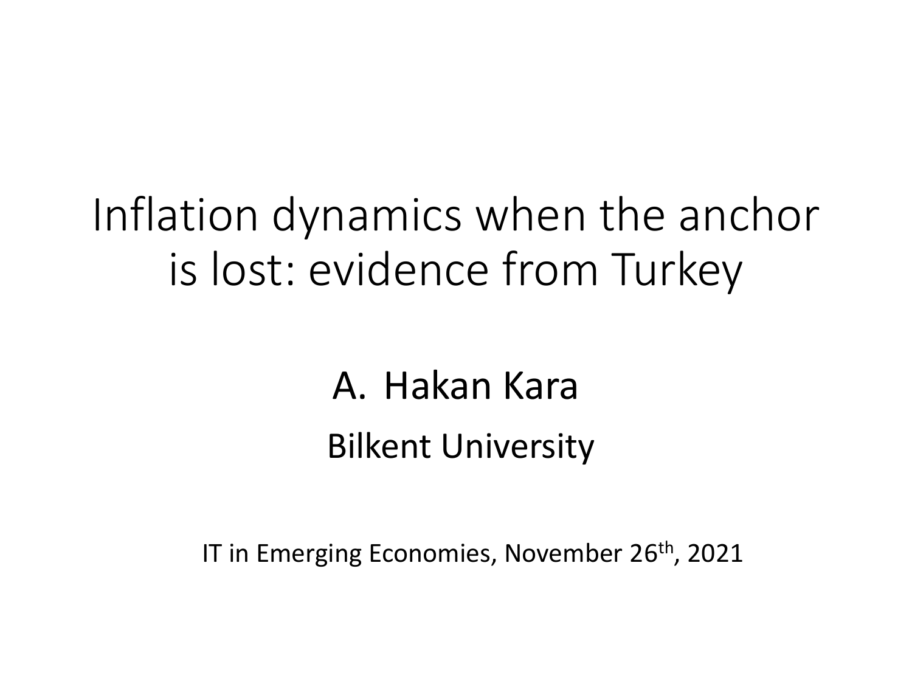# Inflation dynamics when the anchor is lost: evidence from Turkey

A. Hakan Kara

Bilkent University

IT in Emerging Economies, November 26th, 2021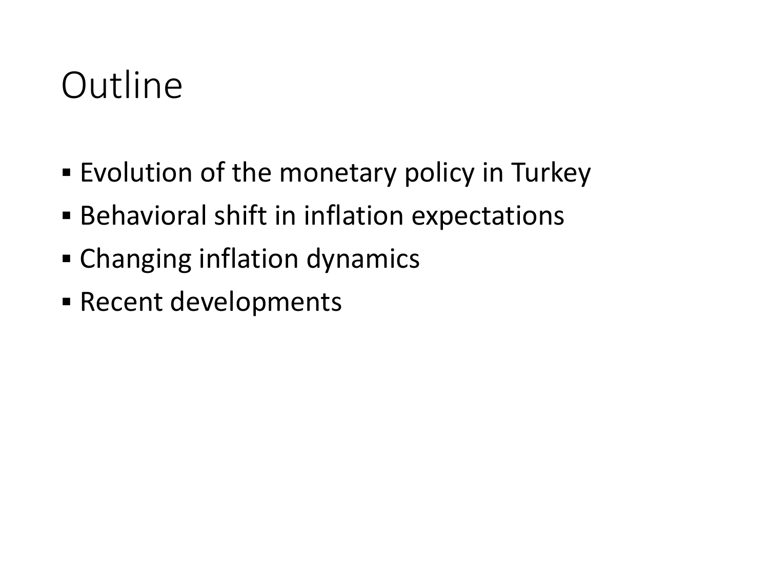# Outline

- Evolution of the monetary policy in Turkey
- Behavioral shift in inflation expectations
- Changing inflation dynamics
- Recent developments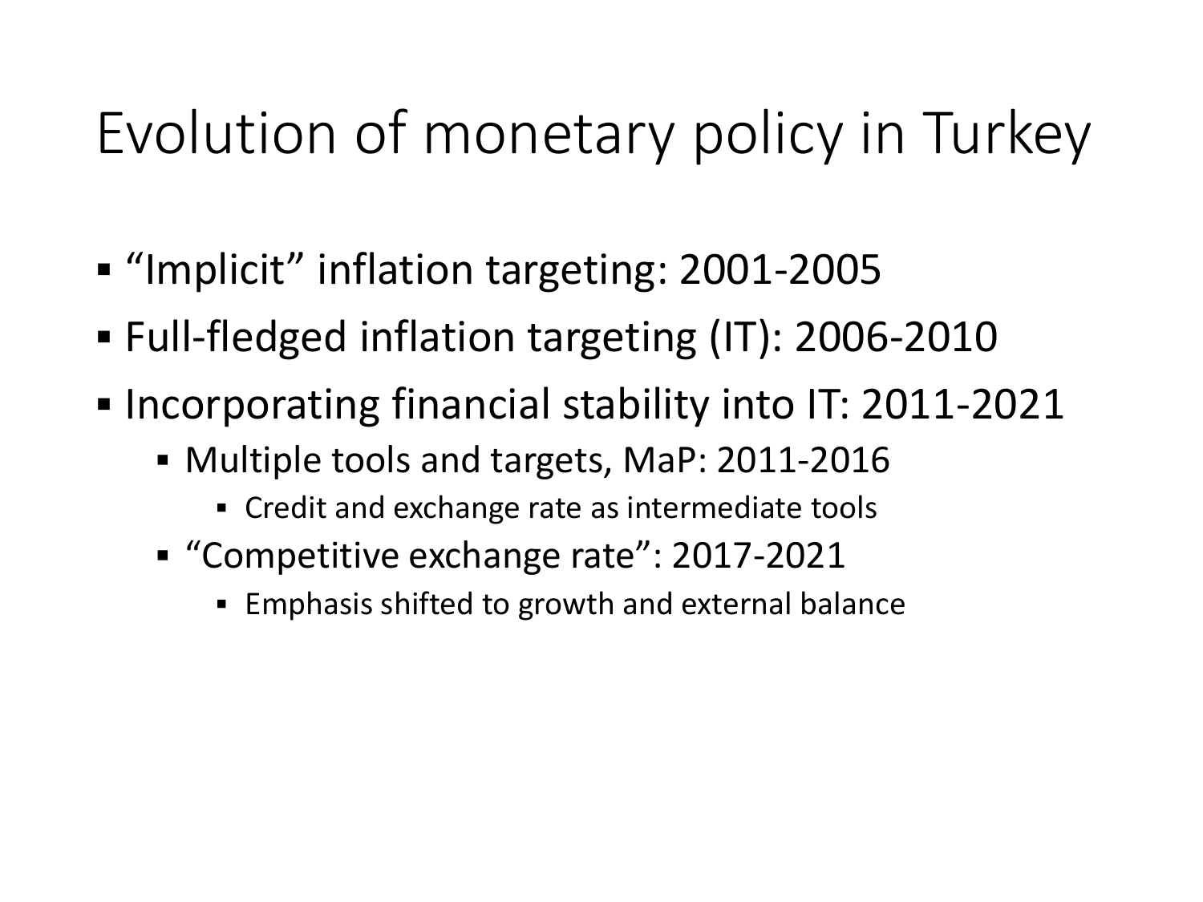# Evolution of monetary policy in Turkey

- "Implicit" inflation targeting: 2001-2005
- Full-fledged inflation targeting (IT): 2006-2010
- Incorporating financial stability into IT: 2011-2021
  - Multiple tools and targets, MaP: 2011-2016
    - Credit and exchange rate as intermediate tools
  - "Competitive exchange rate": 2017-2021
    - Emphasis shifted to growth and external balance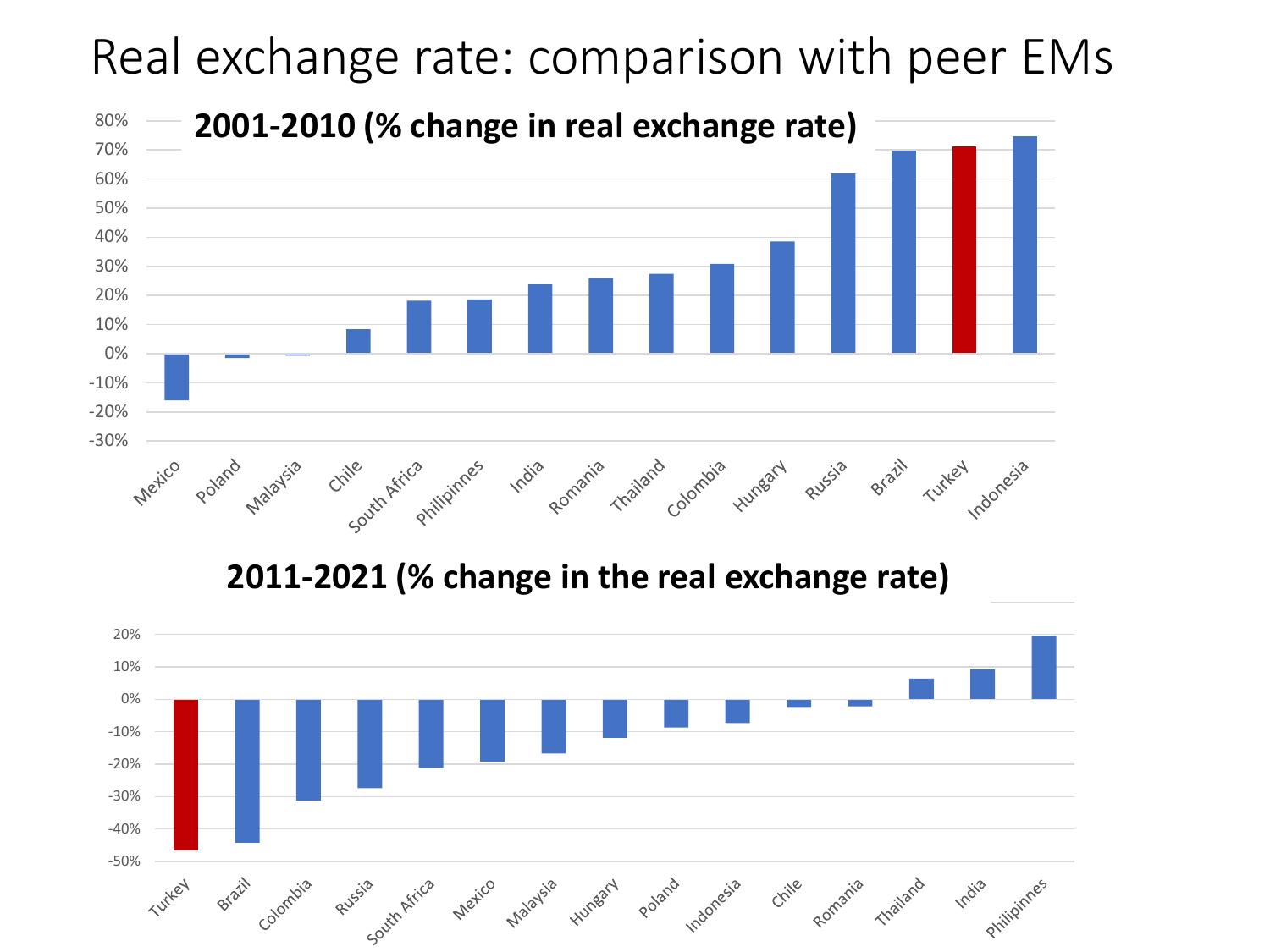# Real exchange rate: comparison with peer EMs

**2001-2010 (% change in real exchange rate)**

| Country | % change |
| --- | --- |
| Mexico | -16% |
| Poland | -1% |
| Malaysia | -1% |
| Chile | 8% |
| South Africa | 18% |
| Philipinnes | 18% |
| India | 24% |
| Romania | 26% |
| Thailand | 27% |
| Colombia | 31% |
| Hungary | 38% |
| Russia | 62% |
| Brazil | 70% |
| Turkey | 71% |
| Indonesia | 74% |

**2011-2021 (% change in the real exchange rate)**

| Country | % change |
| --- | --- |
| Turkey | -47% |
| Brazil | -44% |
| Colombia | -31% |
| Russia | -27% |
| South Africa | -21% |
| Mexico | -19% |
| Malaysia | -17% |
| Hungary | -12% |
| Poland | -9% |
| Indonesia | -7% |
| Chile | -3% |
| Romania | -2% |
| Thailand | 6% |
| India | 9% |
| Philipinnes | 19% |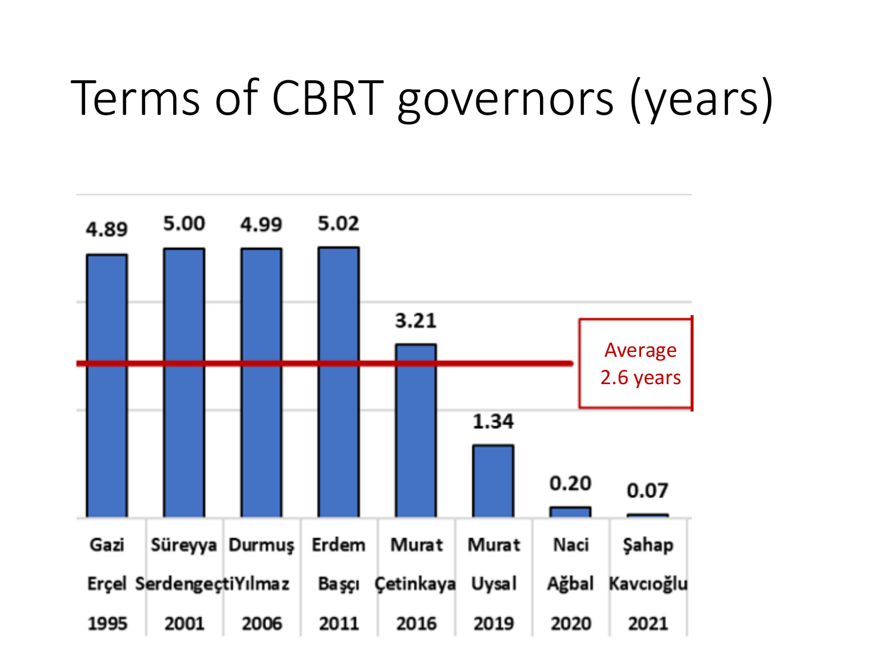# Terms of CBRT governors (years)

| Governor | Year | Term (years) |
|---|---|---|
| Gazi Erçel | 1995 | 4.89 |
| Süreyya Serdengeçti | 2001 | 5.00 |
| Durmuş Yılmaz | 2006 | 4.99 |
| Erdem Başçı | 2011 | 5.02 |
| Murat Çetinkaya | 2016 | 3.21 |
| Murat Uysal | 2019 | 1.34 |
| Naci Ağbal | 2020 | 0.20 |
| Şahap Kavcıoğlu | 2021 | 0.07 |

Average 2.6 years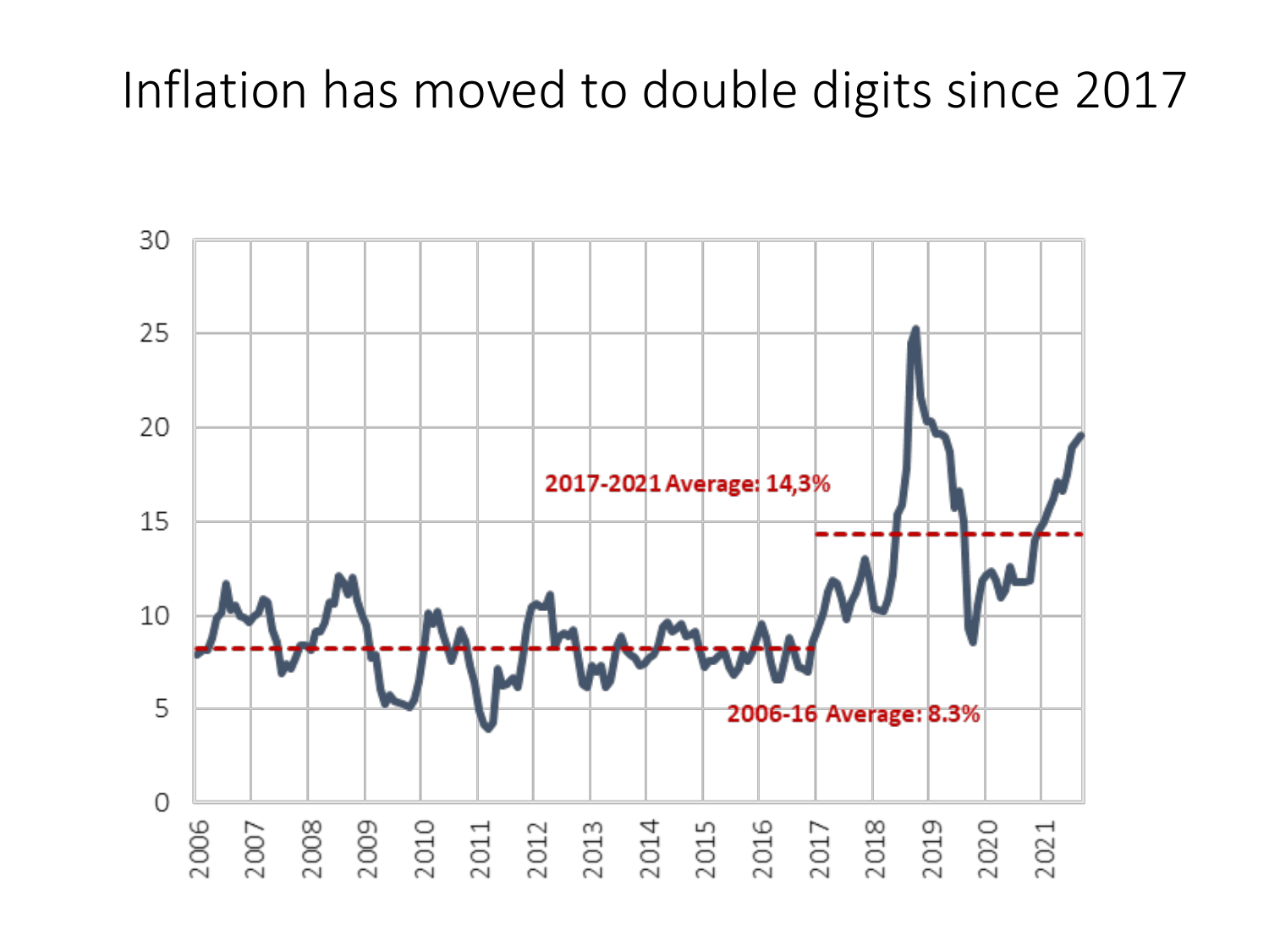# Inflation has moved to double digits since 2017

2017-2021 Average: 14,3%

2006-16 Average: 8.3%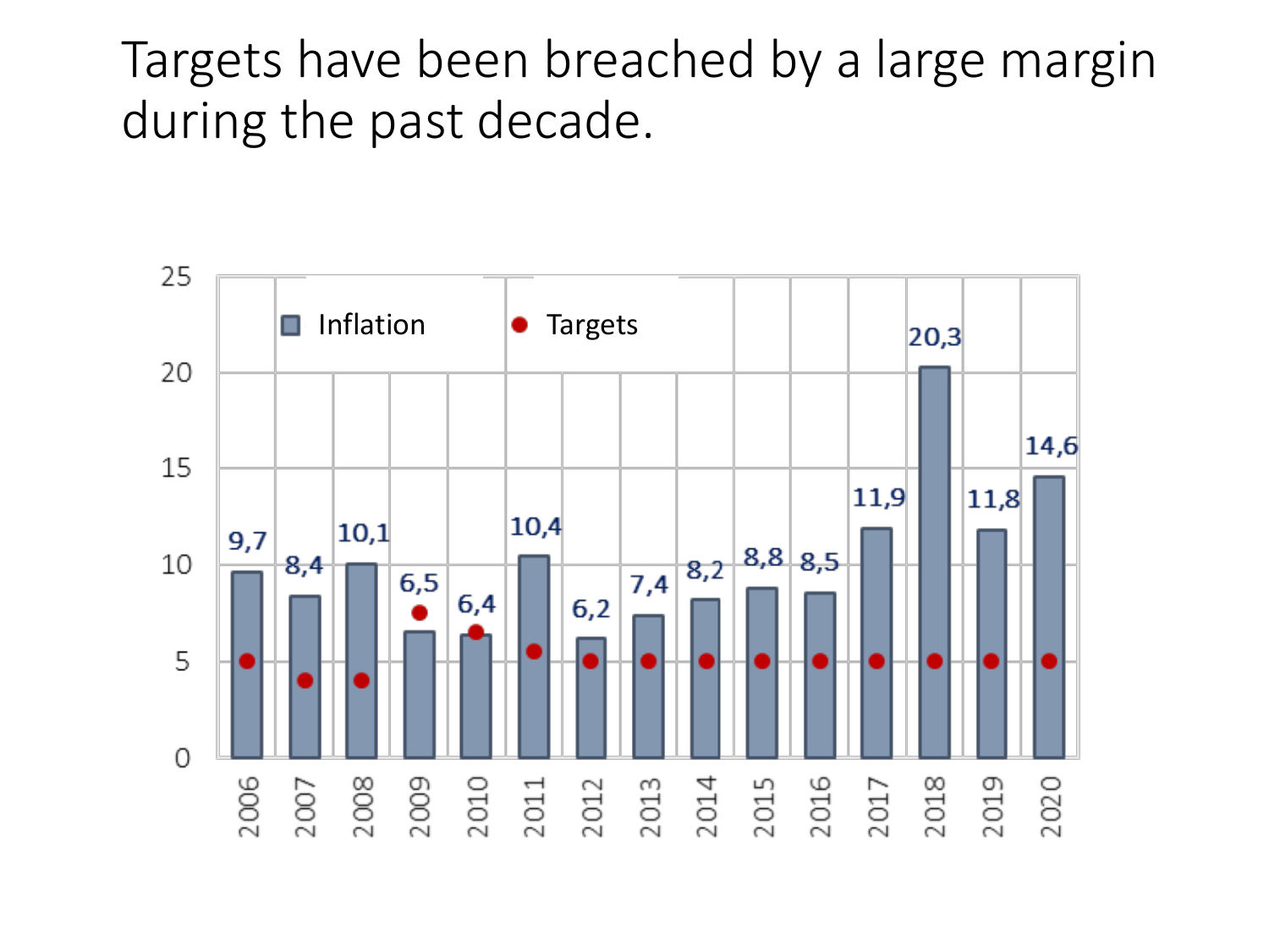# Targets have been breached by a large margin during the past decade.

| Year | Inflation | Targets |
|---|---|---|
| 2006 | 9,7 | 5 |
| 2007 | 8,4 | 4 |
| 2008 | 10,1 | 4 |
| 2009 | 6,5 | 7,5 |
| 2010 | 6,4 | 6,5 |
| 2011 | 10,4 | 5,5 |
| 2012 | 6,2 | 5 |
| 2013 | 7,4 | 5 |
| 2014 | 8,2 | 5 |
| 2015 | 8,8 | 5 |
| 2016 | 8,5 | 5 |
| 2017 | 11,9 | 5 |
| 2018 | 20,3 | 5 |
| 2019 | 11,8 | 5 |
| 2020 | 14,6 | 5 |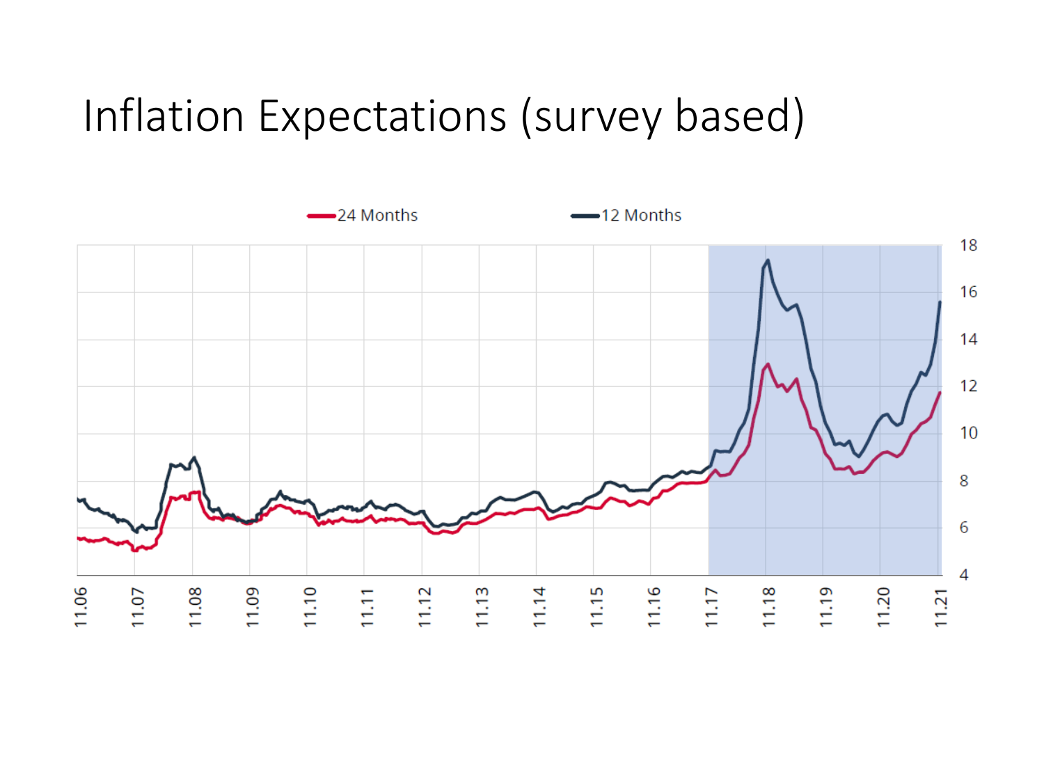# Inflation Expectations (survey based)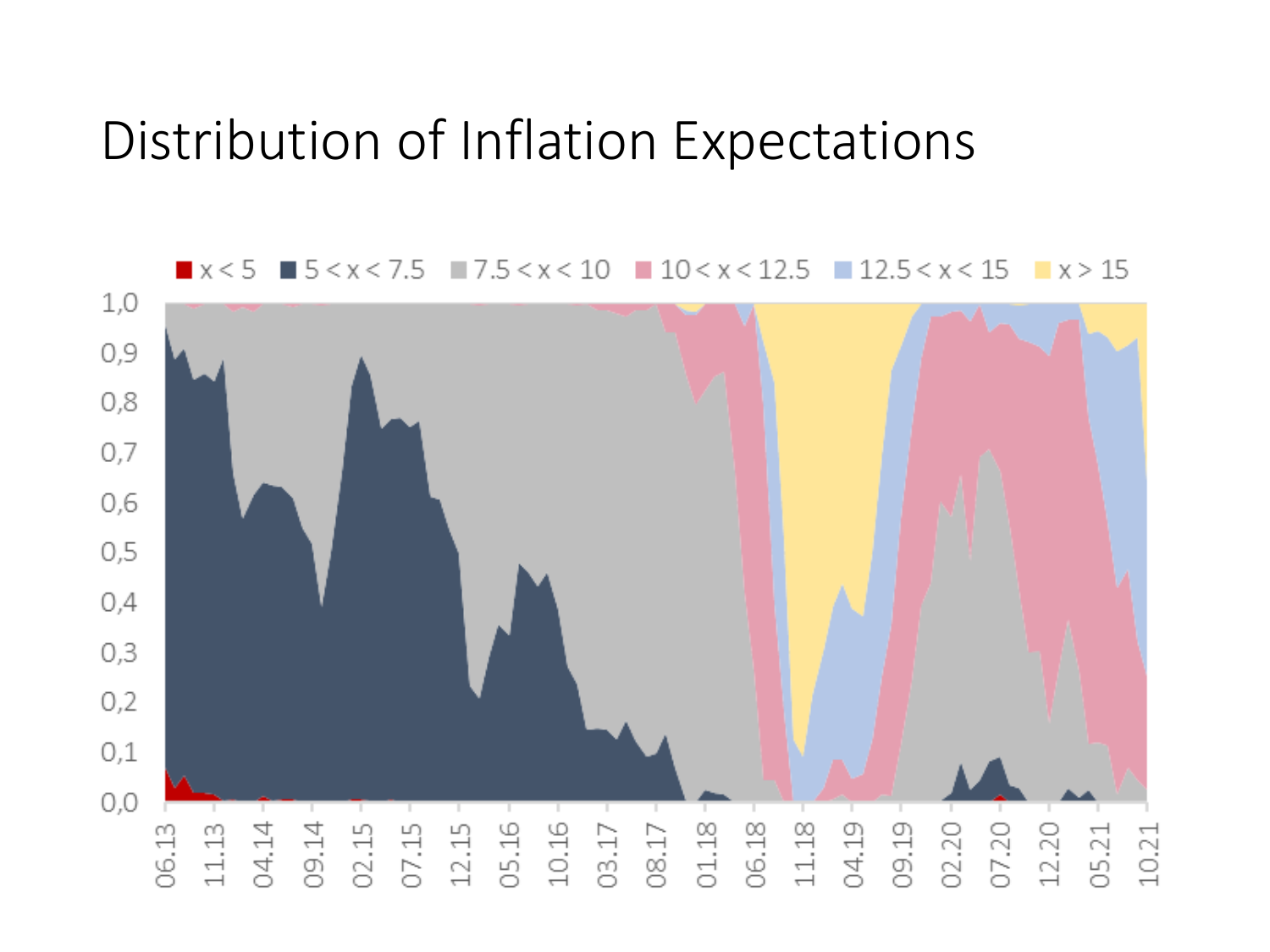# Distribution of Inflation Expectations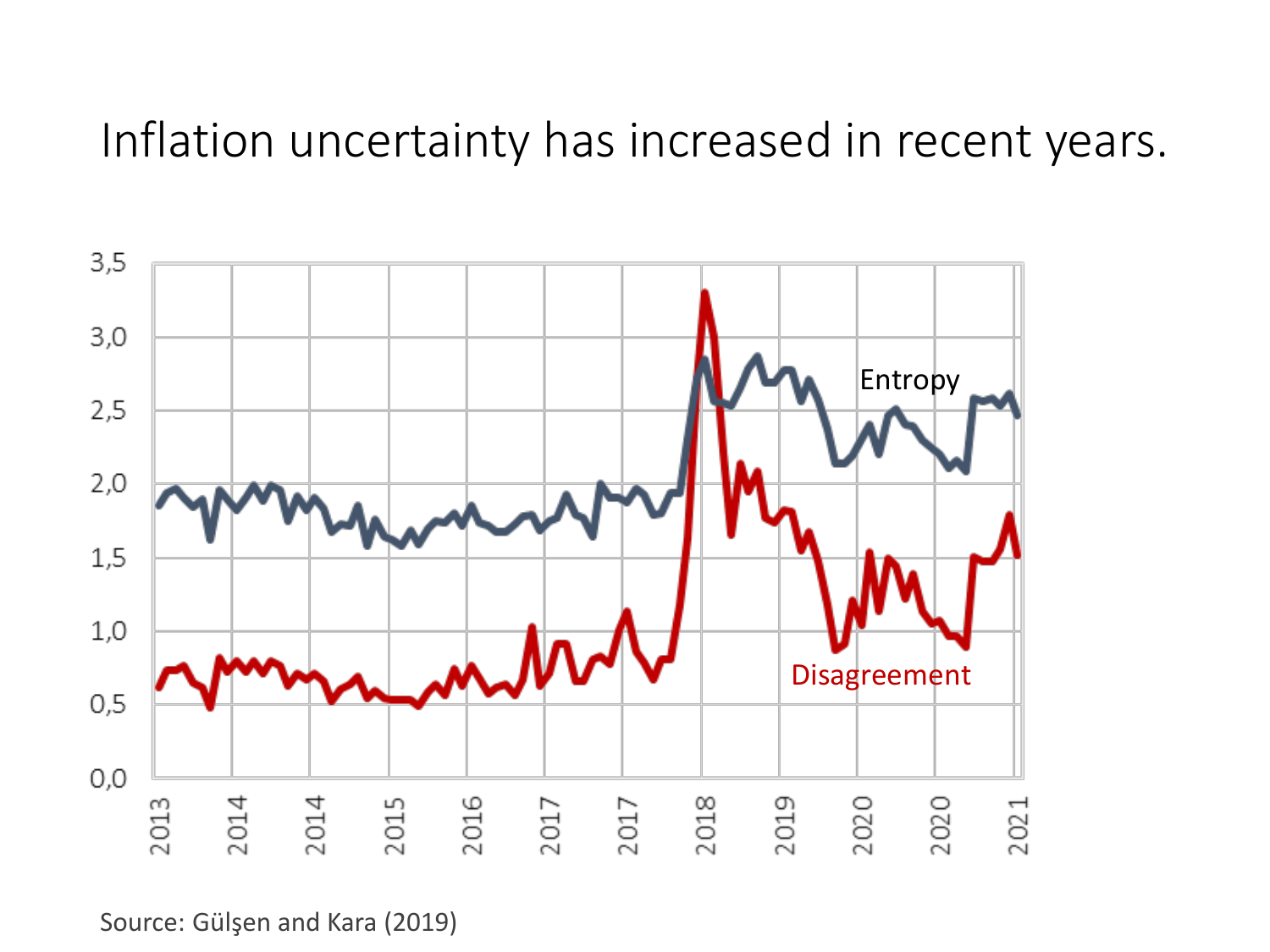# Inflation uncertainty has increased in recent years.

Source: Gülşen and Kara (2019)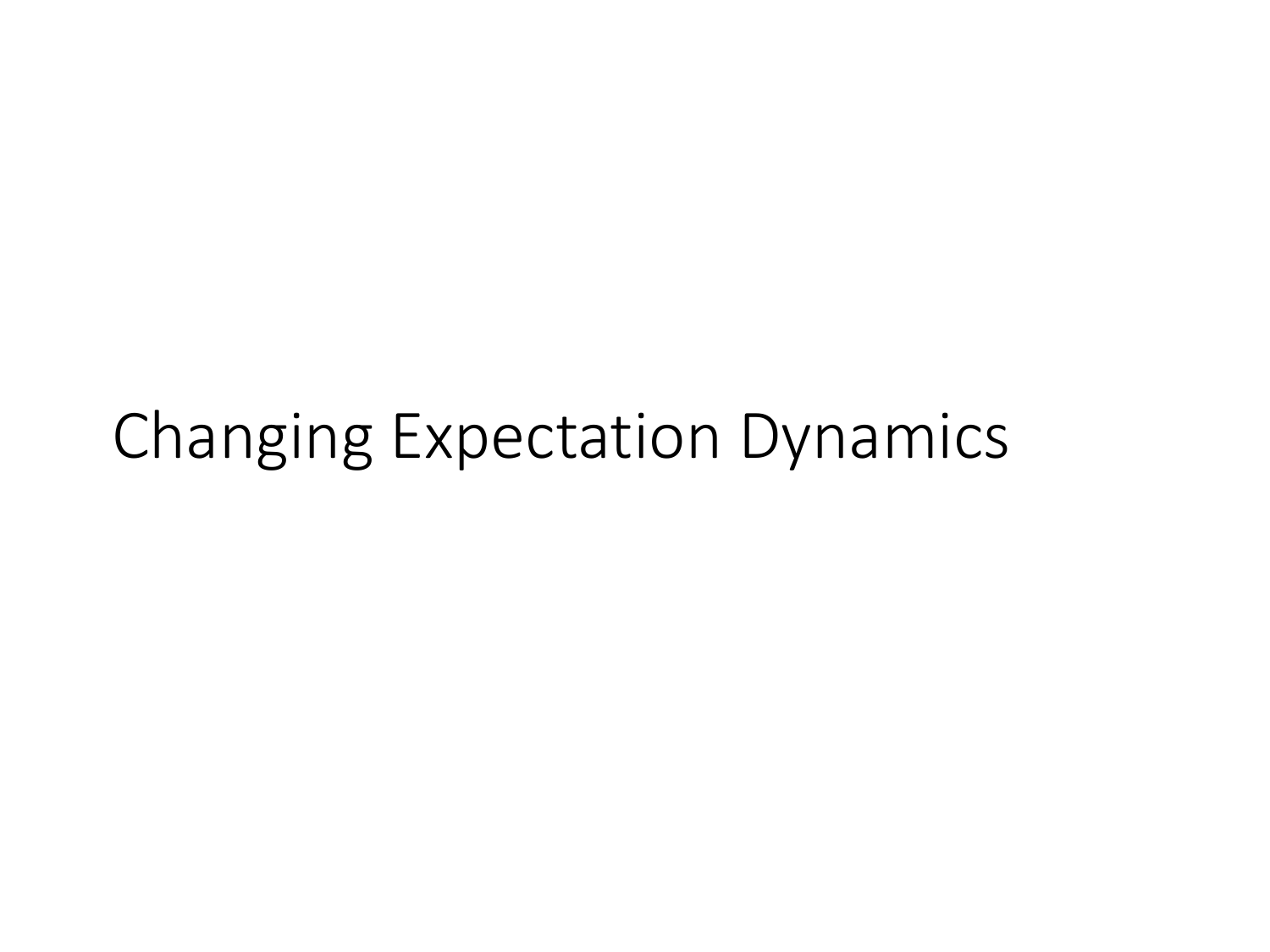# Changing Expectation Dynamics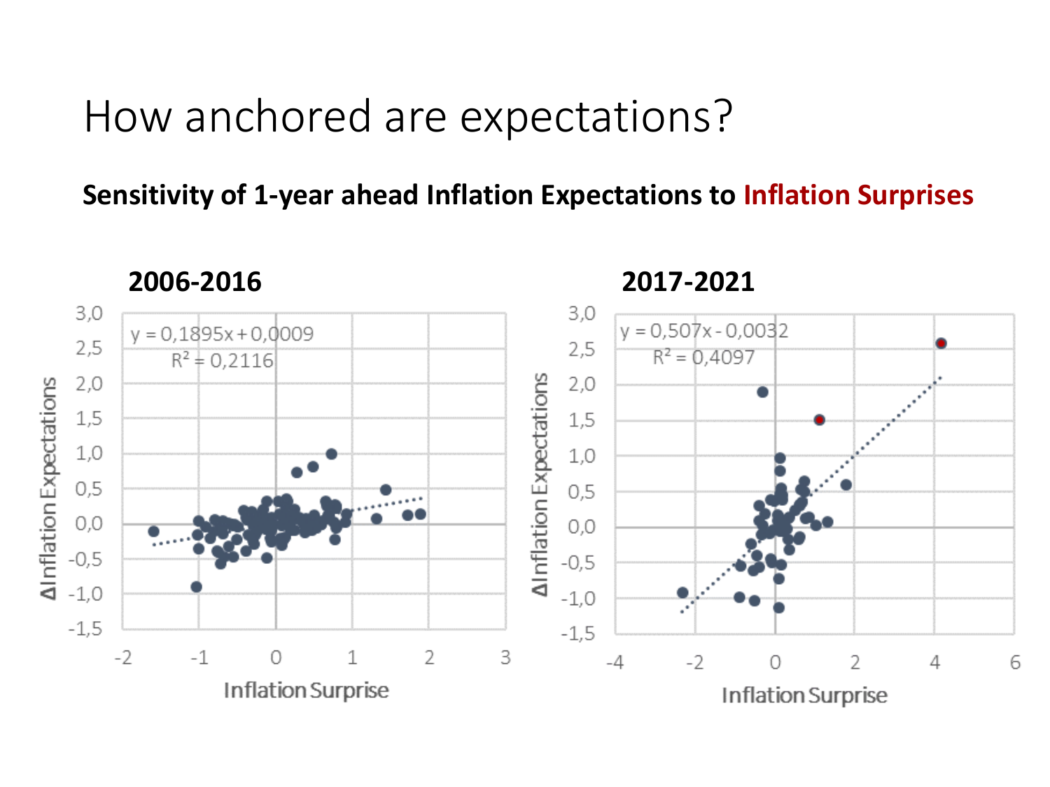# How anchored are expectations?

**Sensitivity of 1-year ahead Inflation Expectations to Inflation Surprises**

**2006-2016**

$y = 0{,}1895x + 0{,}0009$

$R^2 = 0{,}2116$

**2017-2021**

$y = 0{,}507x - 0{,}0032$

$R^2 = 0{,}4097$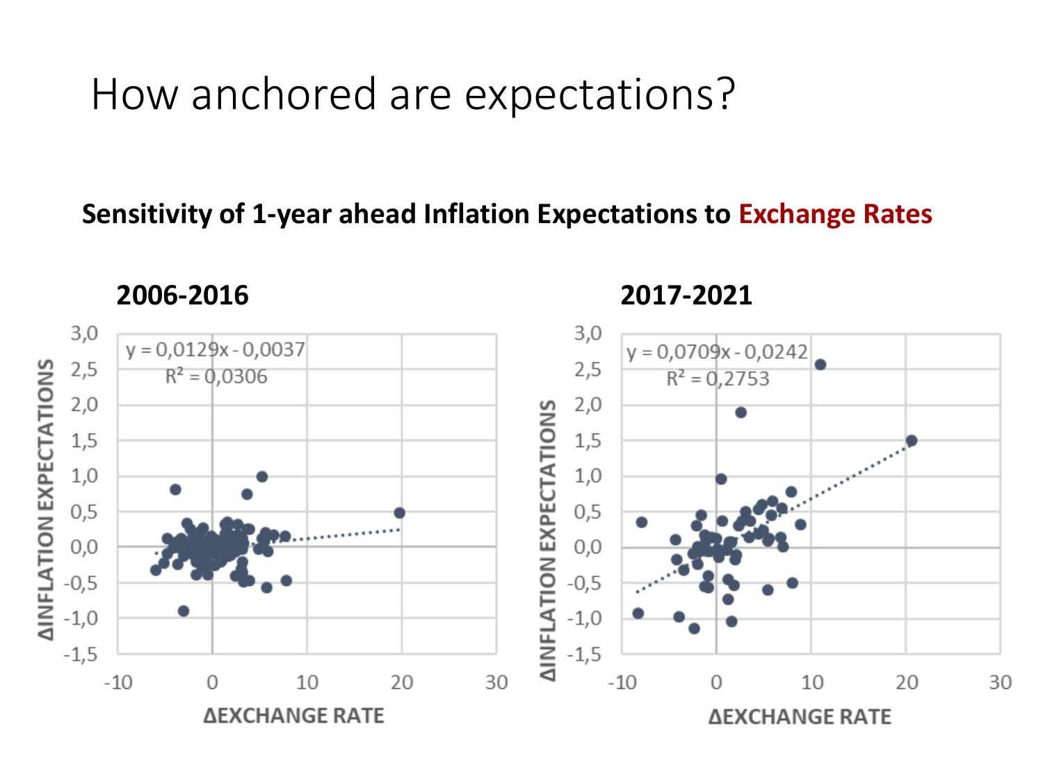# How anchored are expectations?

**Sensitivity of 1-year ahead Inflation Expectations to Exchange Rates**

**2006-2016**

$y = 0{,}0129x - 0{,}0037$

$R^2 = 0{,}0306$

ΔINFLATION EXPECTATIONS

ΔEXCHANGE RATE

**2017-2021**

$y = 0{,}0709x - 0{,}0242$

$R^2 = 0{,}2753$

ΔINFLATION EXPECTATIONS

ΔEXCHANGE RATE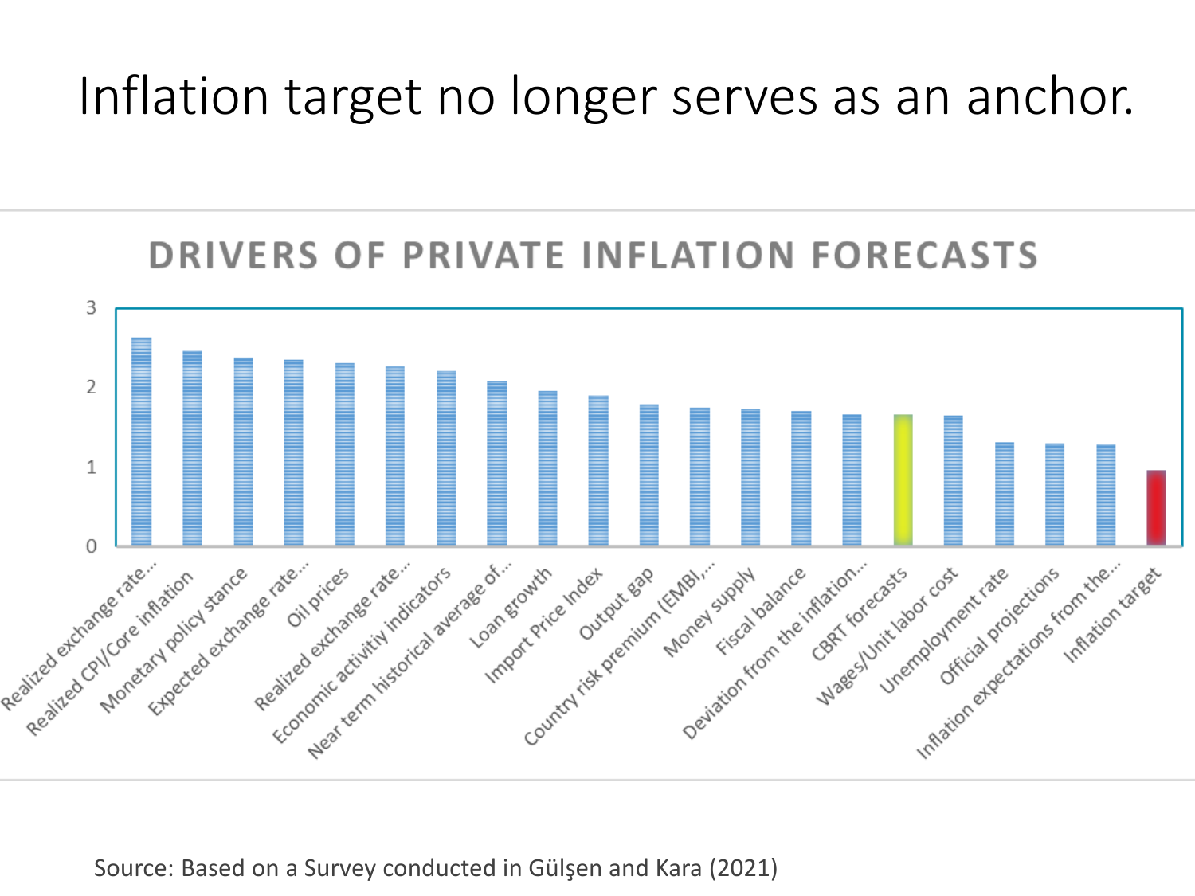# Inflation target no longer serves as an anchor.

## DRIVERS OF PRIVATE INFLATION FORECASTS

| Driver | Value (approx.) |
|---|---|
| Realized exchange rate... | 2.6 |
| Realized CPI/Core inflation | 2.45 |
| Monetary policy stance | 2.37 |
| Expected exchange rate... | 2.35 |
| Oil prices | 2.3 |
| Realized exchange rate... | 2.26 |
| Economic activitiy indicators | 2.2 |
| Near term historical average of... | 2.07 |
| Loan growth | 1.95 |
| Import Price Index | 1.89 |
| Output gap | 1.78 |
| Country risk premium (EMBI,... | 1.74 |
| Money supply | 1.72 |
| Fiscal balance | 1.69 |
| Deviation from the inflation... | 1.65 |
| CBRT forecasts | 1.65 |
| Wages/Unit labor cost | 1.64 |
| Unemployment rate | 1.3 |
| Official projections | 1.29 |
| Inflation expectations from the... | 1.27 |
| Inflation target | 0.95 |

Source: Based on a Survey conducted in Gülşen and Kara (2021)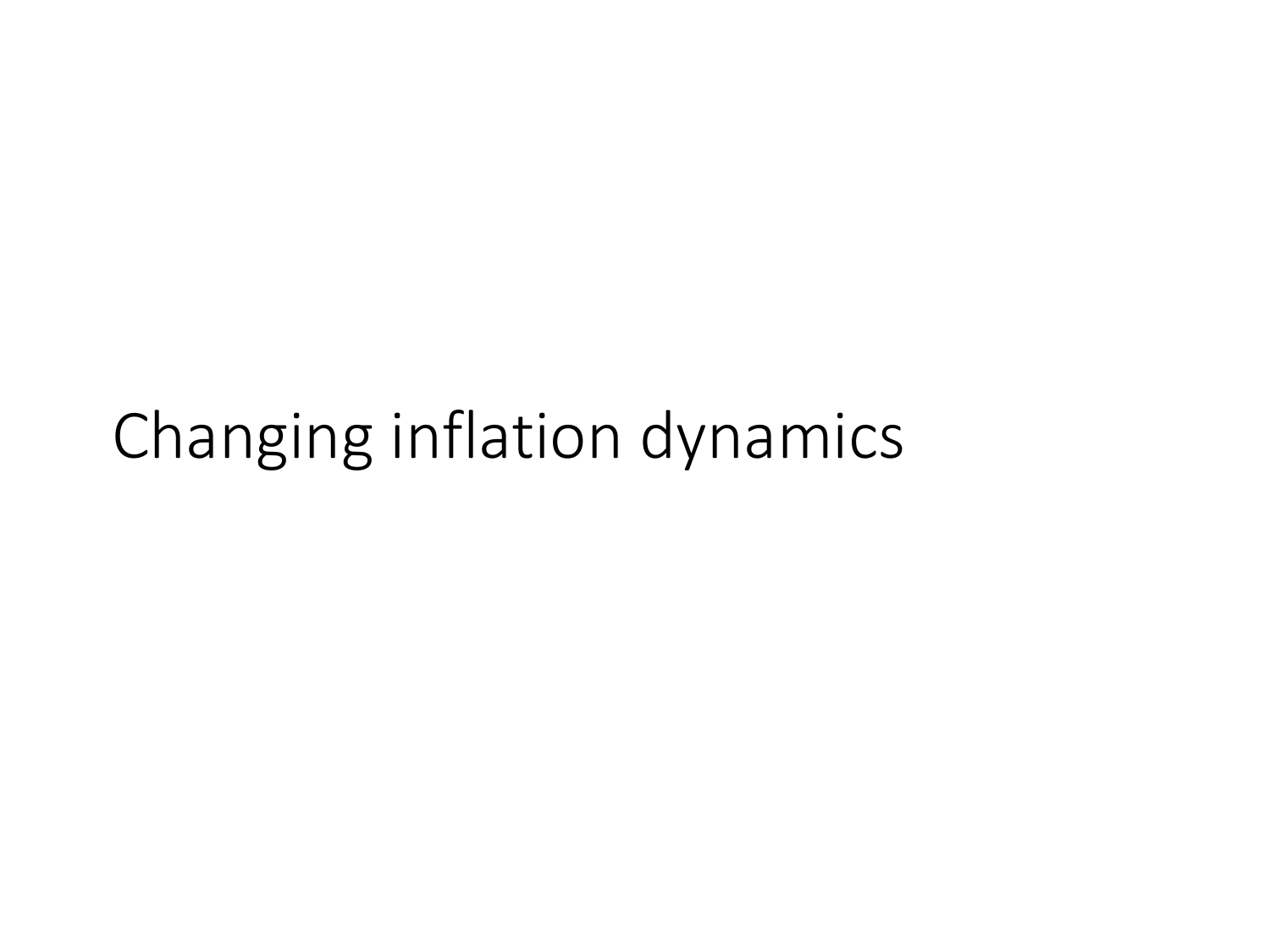# Changing inflation dynamics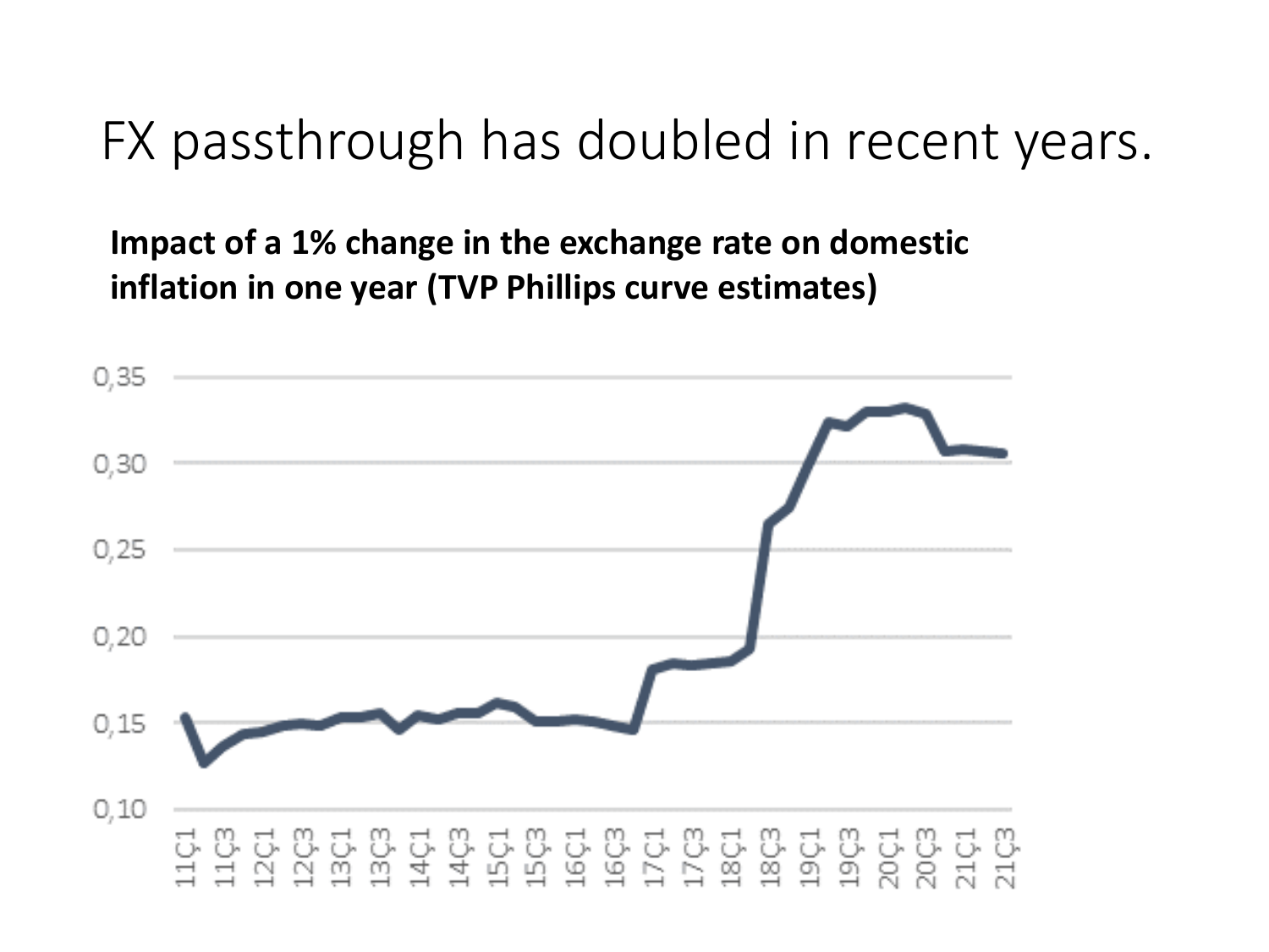# FX passthrough has doubled in recent years.

**Impact of a 1% change in the exchange rate on domestic inflation in one year (TVP Phillips curve estimates)**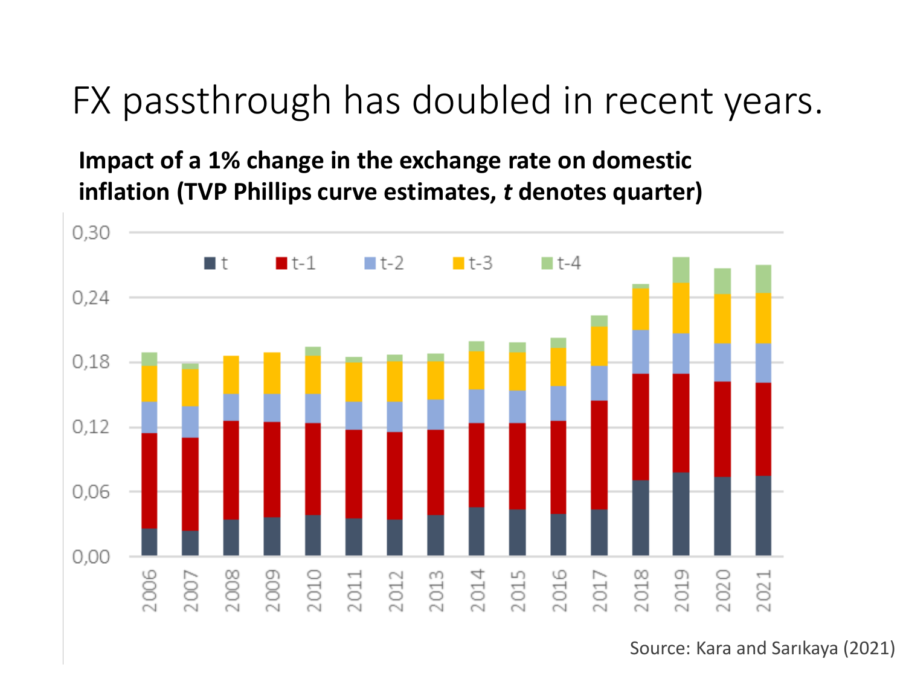# FX passthrough has doubled in recent years.

**Impact of a 1% change in the exchange rate on domestic inflation (TVP Phillips curve estimates, *t* denotes quarter)**

Source: Kara and Sarıkaya (2021)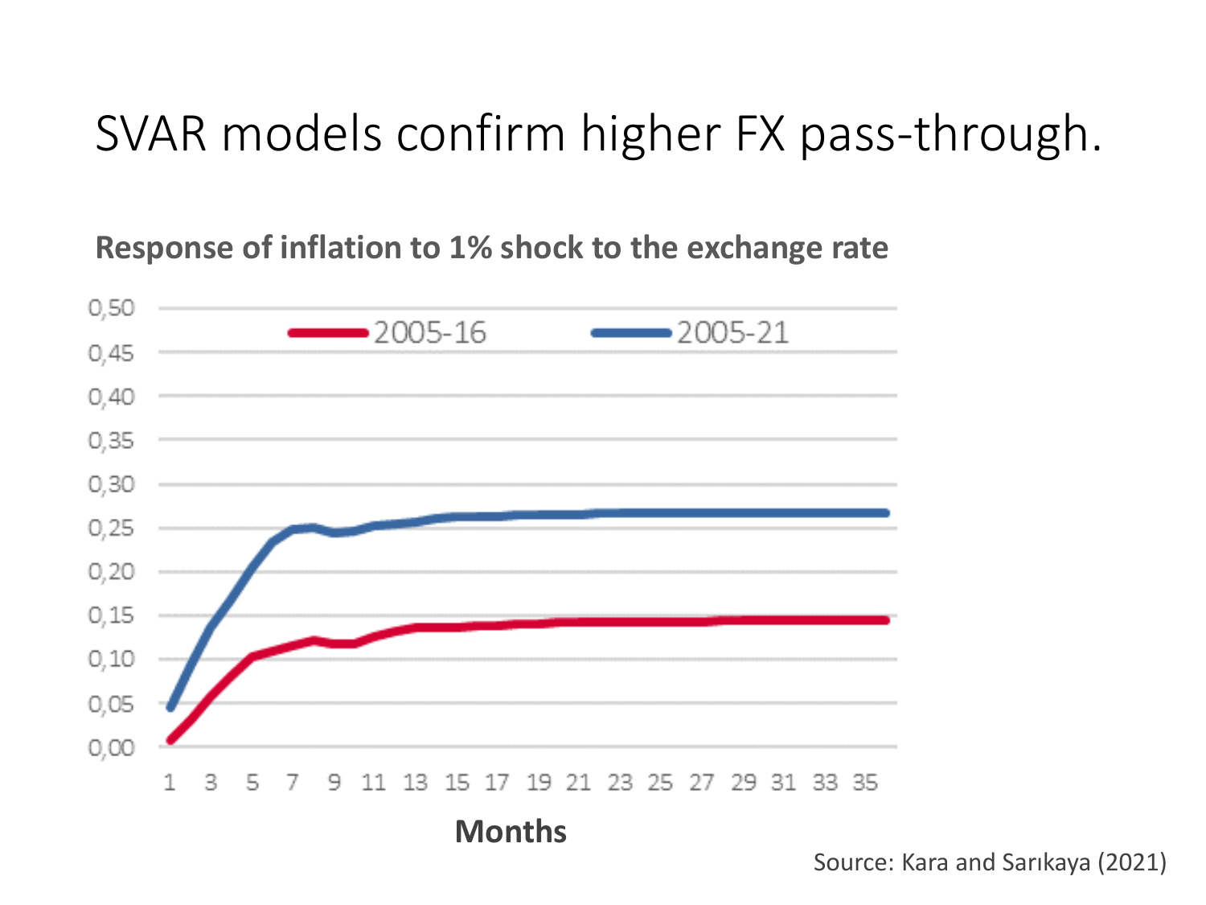# SVAR models confirm higher FX pass-through.

**Response of inflation to 1% shock to the exchange rate**

Source: Kara and Sarıkaya (2021)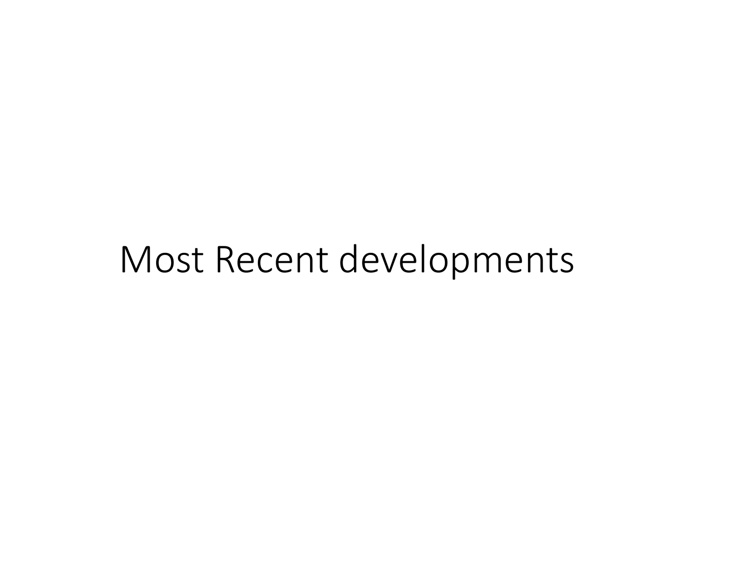# Most Recent developments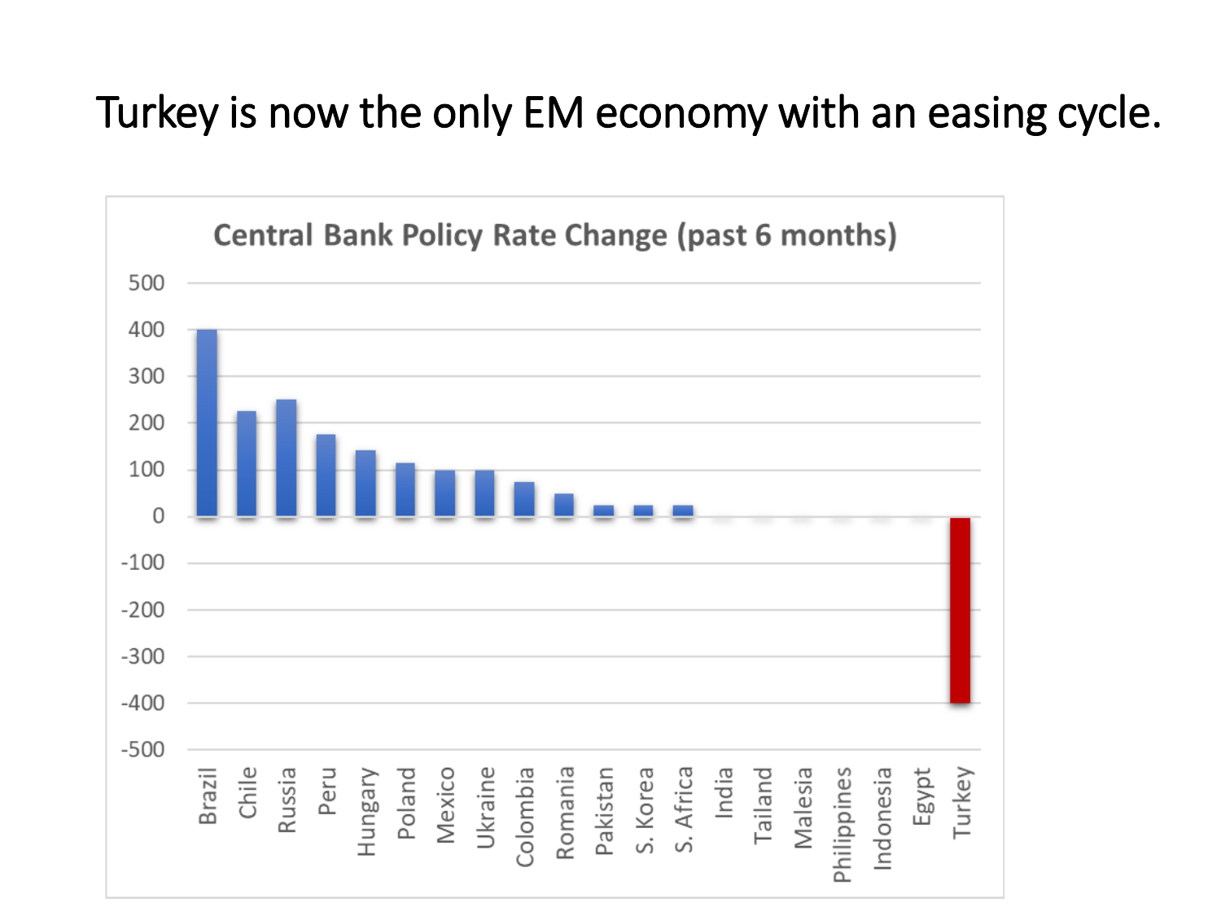# Turkey is now the only EM economy with an easing cycle.

**Central Bank Policy Rate Change (past 6 months)**

| Country | Change |
|---|---|
| Brazil | 400 |
| Chile | 225 |
| Russia | 250 |
| Peru | 175 |
| Hungary | 140 |
| Poland | 115 |
| Mexico | 100 |
| Ukraine | 100 |
| Colombia | 75 |
| Romania | 50 |
| Pakistan | 25 |
| S. Korea | 25 |
| S. Africa | 25 |
| India | 0 |
| Tailand | 0 |
| Malesia | 0 |
| Philippines | 0 |
| Indonesia | 0 |
| Egypt | 0 |
| Turkey | -400 |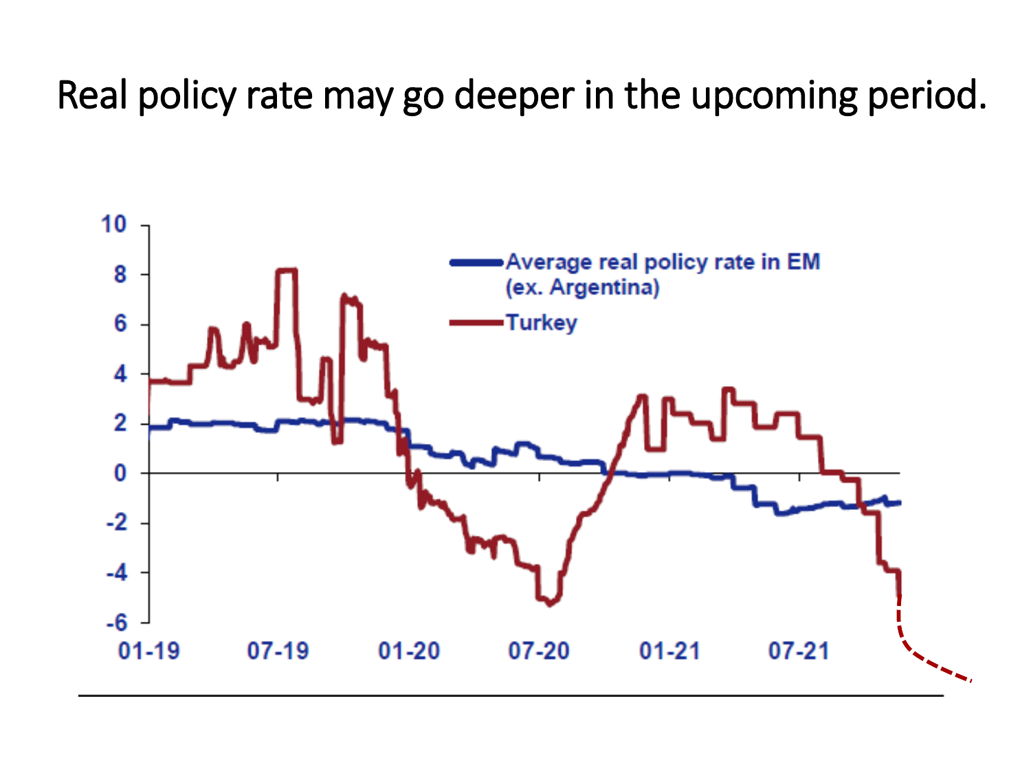# Real policy rate may go deeper in the upcoming period.

Average real policy rate in EM (ex. Argentina)

Turkey

10
8
6
4
2
0
-2
-4
-6

01-19 07-19 01-20 07-20 01-21 07-21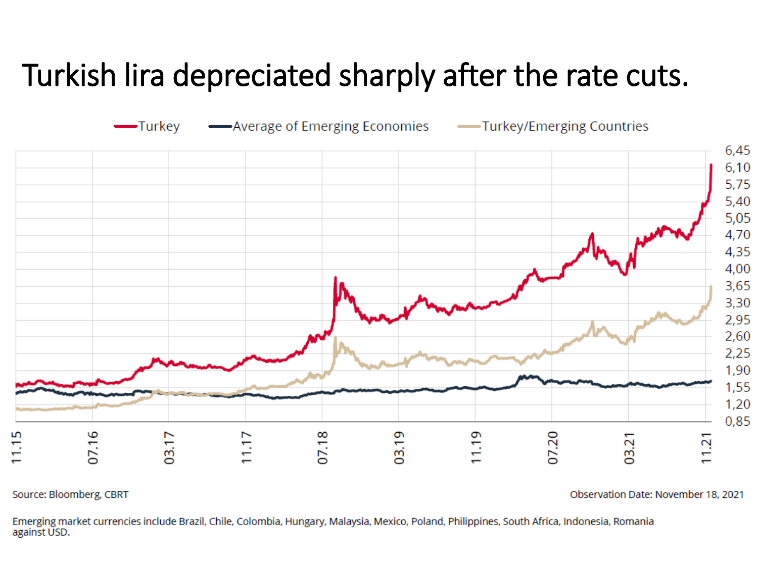# Turkish lira depreciated sharply after the rate cuts.

Source: Bloomberg, CBRT

Observation Date: November 18, 2021

Emerging market currencies include Brazil, Chile, Colombia, Hungary, Malaysia, Mexico, Poland, Philippines, South Africa, Indonesia, Romania against USD.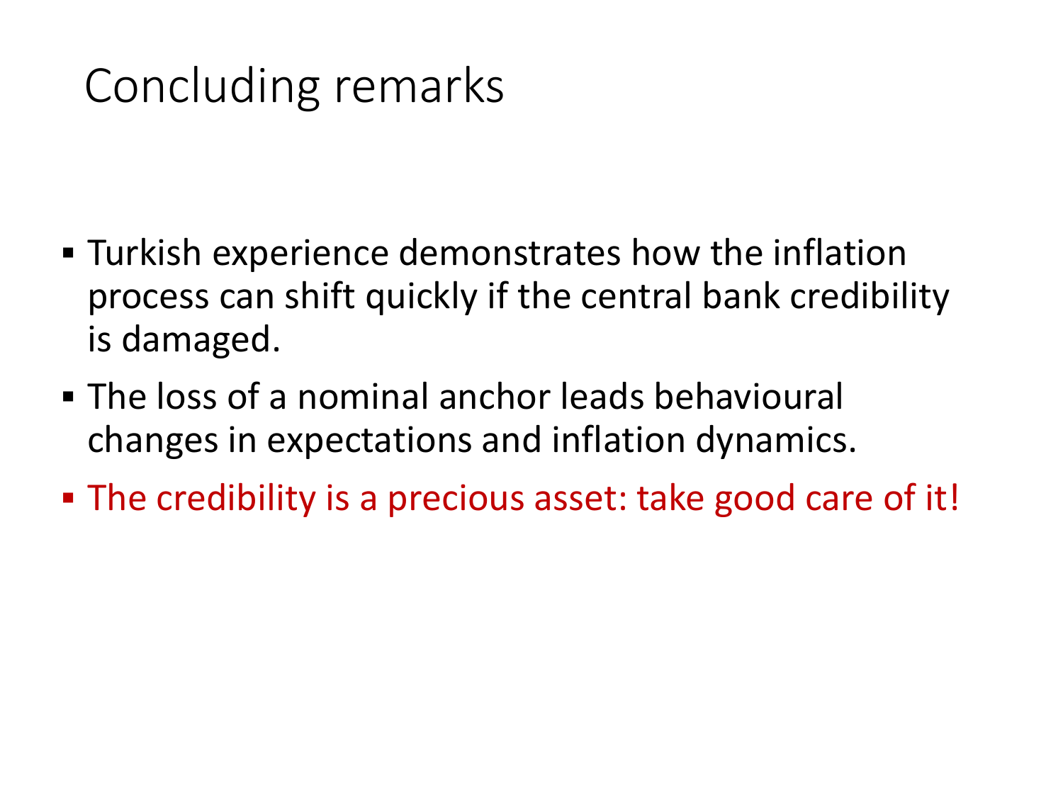# Concluding remarks

- Turkish experience demonstrates how the inflation process can shift quickly if the central bank credibility is damaged.
- The loss of a nominal anchor leads behavioural changes in expectations and inflation dynamics.
- The credibility is a precious asset: take good care of it!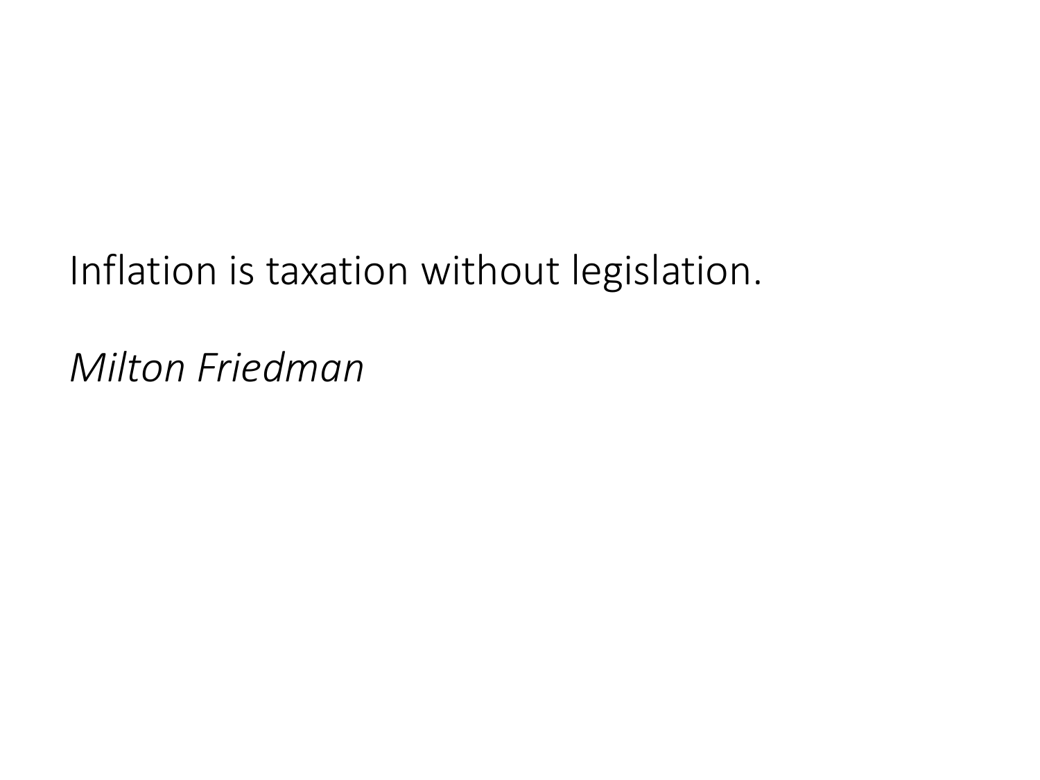Inflation is taxation without legislation.

*Milton Friedman*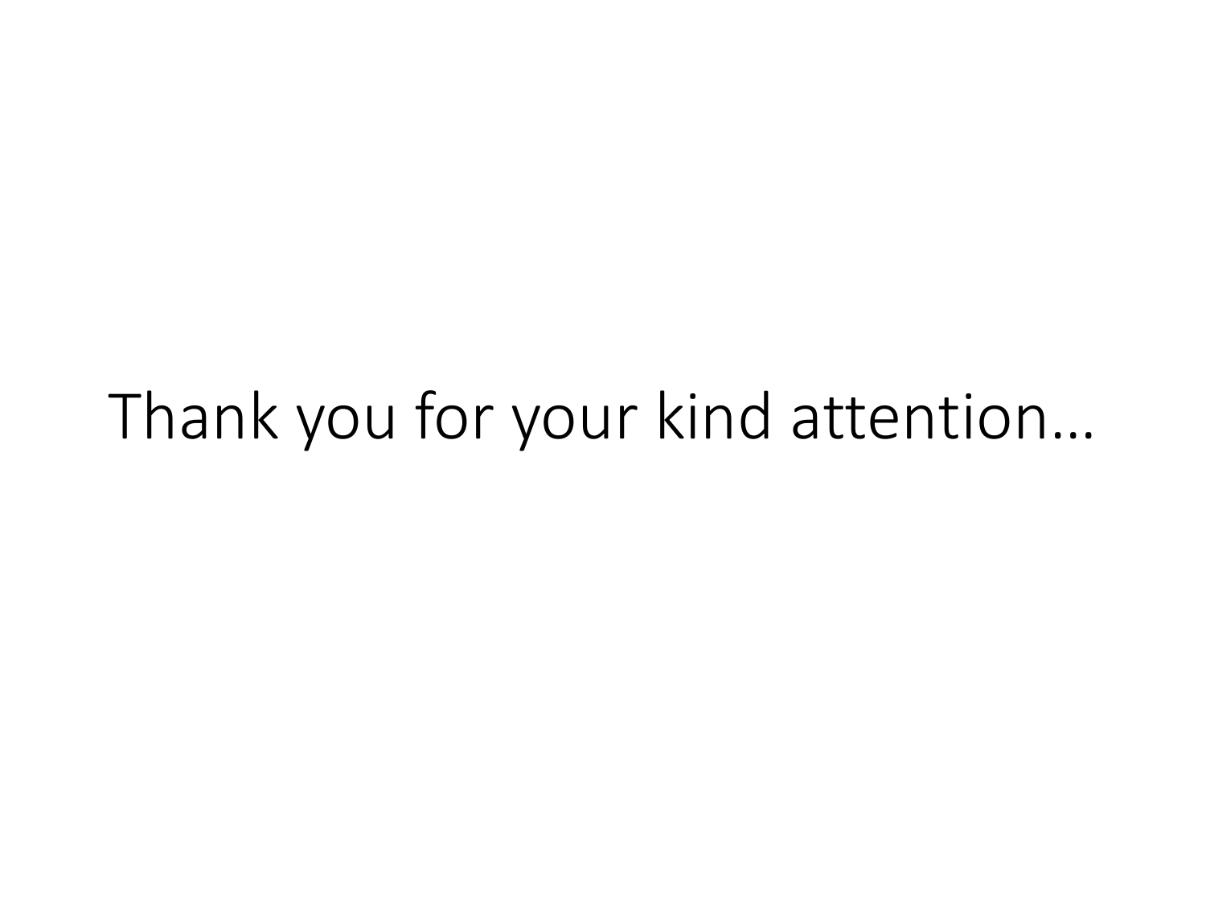Thank you for your kind attention…